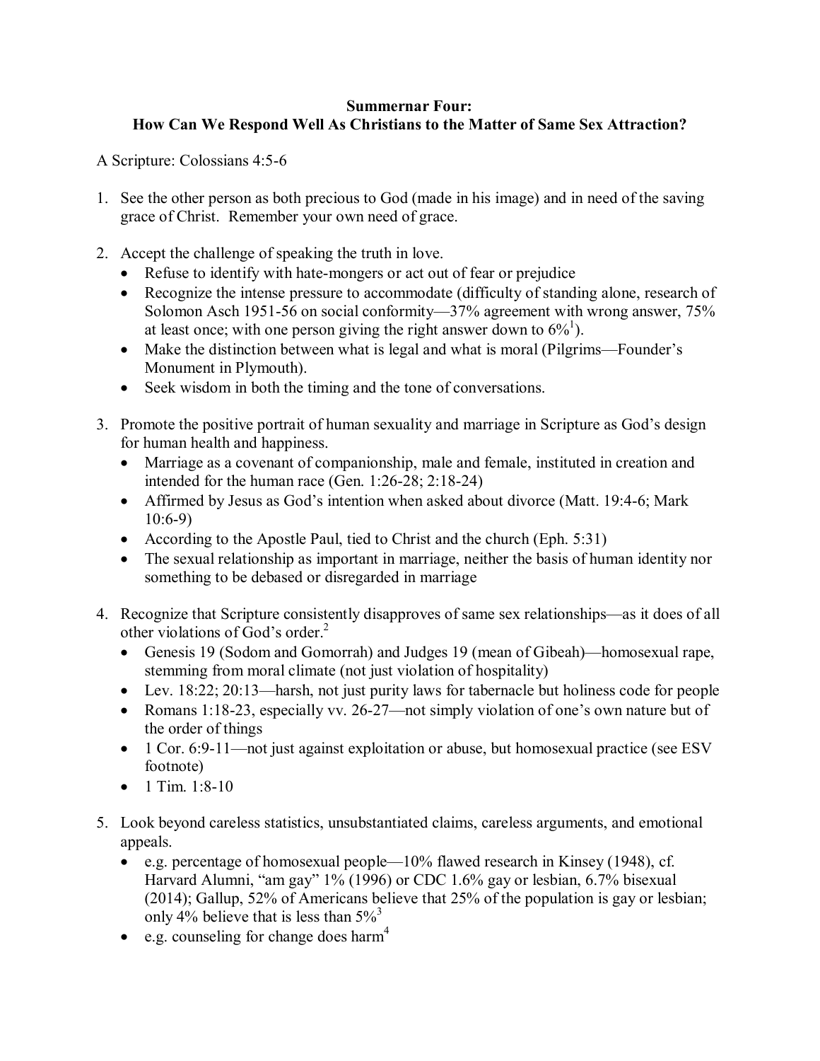**Summernar Four:**
**How Can We Respond Well As Christians to the Matter of Same Sex Attraction?**

A Scripture: Colossians 4:5-6

1. See the other person as both precious to God (made in his image) and in need of the saving grace of Christ. Remember your own need of grace.

2. Accept the challenge of speaking the truth in love.
   - Refuse to identify with hate-mongers or act out of fear or prejudice
   - Recognize the intense pressure to accommodate (difficulty of standing alone, research of Solomon Asch 1951-56 on social conformity—37% agreement with wrong answer, 75% at least once; with one person giving the right answer down to 6%[1]).
   - Make the distinction between what is legal and what is moral (Pilgrims—Founder's Monument in Plymouth).
   - Seek wisdom in both the timing and the tone of conversations.

3. Promote the positive portrait of human sexuality and marriage in Scripture as God's design for human health and happiness.
   - Marriage as a covenant of companionship, male and female, instituted in creation and intended for the human race (Gen. 1:26-28; 2:18-24)
   - Affirmed by Jesus as God's intention when asked about divorce (Matt. 19:4-6; Mark 10:6-9)
   - According to the Apostle Paul, tied to Christ and the church (Eph. 5:31)
   - The sexual relationship as important in marriage, neither the basis of human identity nor something to be debased or disregarded in marriage

4. Recognize that Scripture consistently disapproves of same sex relationships—as it does of all other violations of God's order.[2]
   - Genesis 19 (Sodom and Gomorrah) and Judges 19 (mean of Gibeah)—homosexual rape, stemming from moral climate (not just violation of hospitality)
   - Lev. 18:22; 20:13—harsh, not just purity laws for tabernacle but holiness code for people
   - Romans 1:18-23, especially vv. 26-27—not simply violation of one's own nature but of the order of things
   - 1 Cor. 6:9-11—not just against exploitation or abuse, but homosexual practice (see ESV footnote)
   - 1 Tim. 1:8-10

5. Look beyond careless statistics, unsubstantiated claims, careless arguments, and emotional appeals.
   - e.g. percentage of homosexual people—10% flawed research in Kinsey (1948), cf. Harvard Alumni, "am gay" 1% (1996) or CDC 1.6% gay or lesbian, 6.7% bisexual (2014); Gallup, 52% of Americans believe that 25% of the population is gay or lesbian; only 4% believe that is less than 5%[3]
   - e.g. counseling for change does harm[4]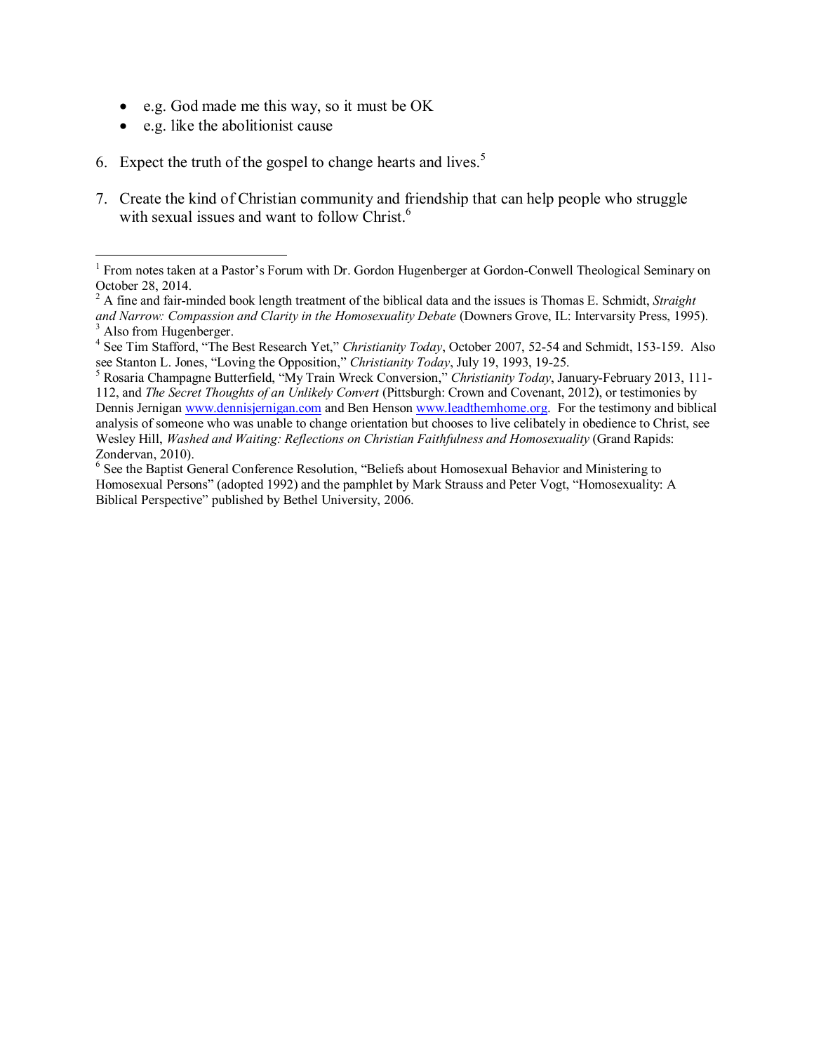- e.g. God made me this way, so it must be OK
- e.g. like the abolitionist cause

6. Expect the truth of the gospel to change hearts and lives.[5]

7. Create the kind of Christian community and friendship that can help people who struggle with sexual issues and want to follow Christ.[6]

---

[1] From notes taken at a Pastor's Forum with Dr. Gordon Hugenberger at Gordon-Conwell Theological Seminary on October 28, 2014.

[2] A fine and fair-minded book length treatment of the biblical data and the issues is Thomas E. Schmidt, *Straight and Narrow: Compassion and Clarity in the Homosexuality Debate* (Downers Grove, IL: Intervarsity Press, 1995).

[3] Also from Hugenberger.

[4] See Tim Stafford, "The Best Research Yet," *Christianity Today*, October 2007, 52-54 and Schmidt, 153-159. Also see Stanton L. Jones, "Loving the Opposition," *Christianity Today*, July 19, 1993, 19-25.

[5] Rosaria Champagne Butterfield, "My Train Wreck Conversion," *Christianity Today*, January-February 2013, 111-112, and *The Secret Thoughts of an Unlikely Convert* (Pittsburgh: Crown and Covenant, 2012), or testimonies by Dennis Jernigan www.dennisjernigan.com and Ben Henson www.leadthemhome.org. For the testimony and biblical analysis of someone who was unable to change orientation but chooses to live celibately in obedience to Christ, see Wesley Hill, *Washed and Waiting: Reflections on Christian Faithfulness and Homosexuality* (Grand Rapids: Zondervan, 2010).

[6] See the Baptist General Conference Resolution, "Beliefs about Homosexual Behavior and Ministering to Homosexual Persons" (adopted 1992) and the pamphlet by Mark Strauss and Peter Vogt, "Homosexuality: A Biblical Perspective" published by Bethel University, 2006.